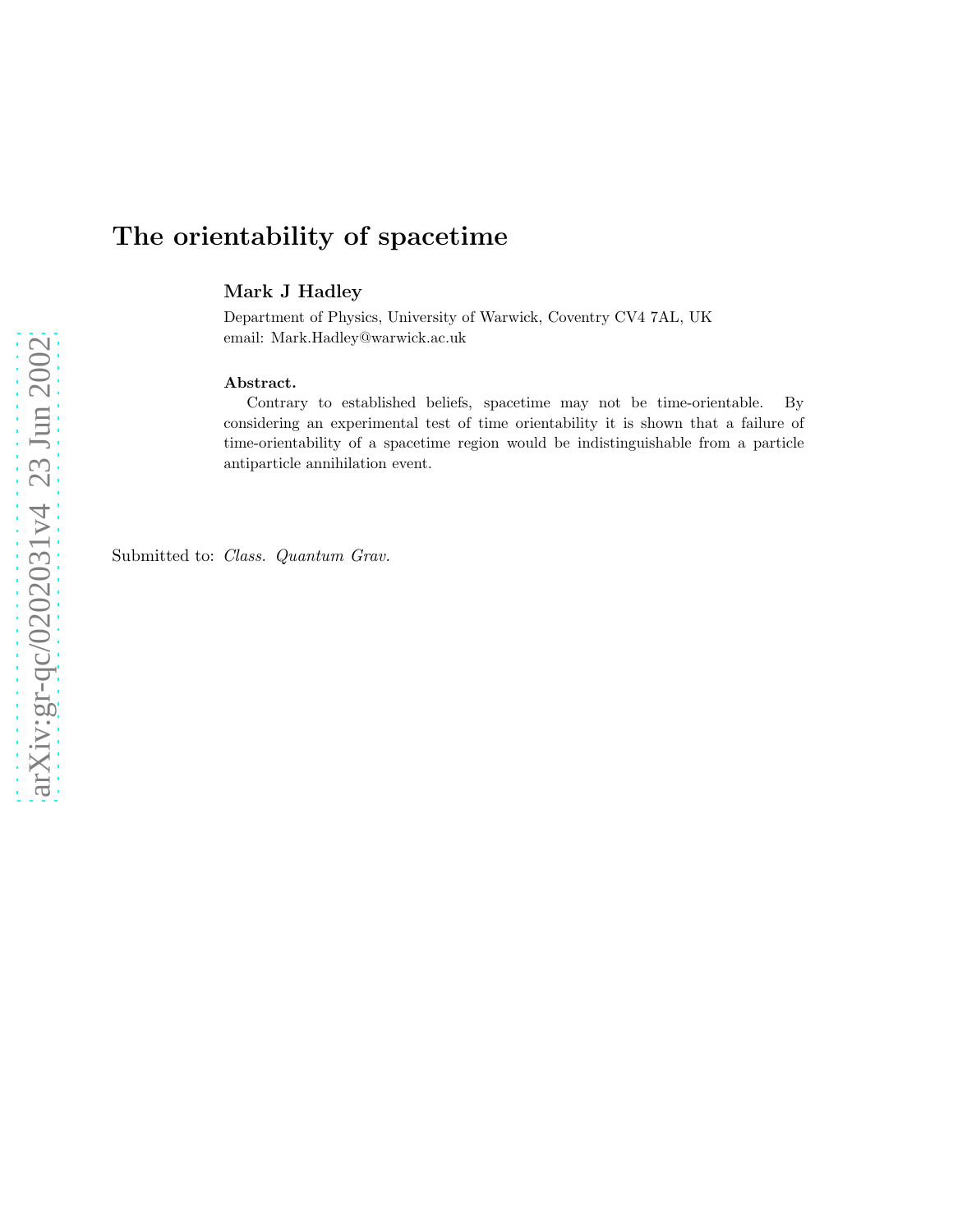# The orientability of spacetime

**Mark J Hadley**

Department of Physics, University of Warwick, Coventry CV4 7AL, UK
email: Mark.Hadley@warwick.ac.uk

**Abstract.**

Contrary to established beliefs, spacetime may not be time-orientable. By considering an experimental test of time orientability it is shown that a failure of time-orientability of a spacetime region would be indistinguishable from a particle antiparticle annihilation event.

Submitted to: *Class. Quantum Grav.*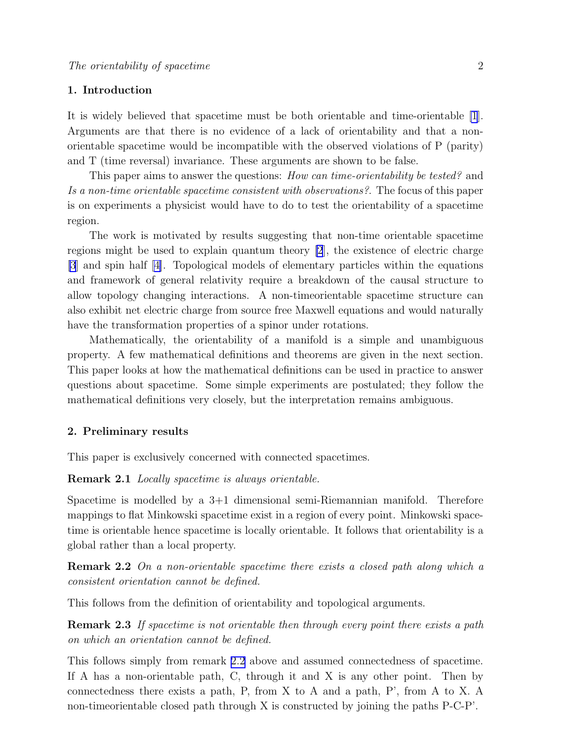## 1. Introduction

It is widely believed that spacetime must be both orientable and time-orientable [1]. Arguments are that there is no evidence of a lack of orientability and that a non-orientable spacetime would be incompatible with the observed violations of P (parity) and T (time reversal) invariance. These arguments are shown to be false.

This paper aims to answer the questions: *How can time-orientability be tested?* and *Is a non-time orientable spacetime consistent with observations?*. The focus of this paper is on experiments a physicist would have to do to test the orientability of a spacetime region.

The work is motivated by results suggesting that non-time orientable spacetime regions might be used to explain quantum theory [2], the existence of electric charge [3] and spin half [4]. Topological models of elementary particles within the equations and framework of general relativity require a breakdown of the causal structure to allow topology changing interactions. A non-timeorientable spacetime structure can also exhibit net electric charge from source free Maxwell equations and would naturally have the transformation properties of a spinor under rotations.

Mathematically, the orientability of a manifold is a simple and unambiguous property. A few mathematical definitions and theorems are given in the next section. This paper looks at how the mathematical definitions can be used in practice to answer questions about spacetime. Some simple experiments are postulated; they follow the mathematical definitions very closely, but the interpretation remains ambiguous.

## 2. Preliminary results

This paper is exclusively concerned with connected spacetimes.

**Remark 2.1** *Locally spacetime is always orientable.*

Spacetime is modelled by a 3+1 dimensional semi-Riemannian manifold. Therefore mappings to flat Minkowski spacetime exist in a region of every point. Minkowski spacetime is orientable hence spacetime is locally orientable. It follows that orientability is a global rather than a local property.

**Remark 2.2** *On a non-orientable spacetime there exists a closed path along which a consistent orientation cannot be defined.*

This follows from the definition of orientability and topological arguments.

**Remark 2.3** *If spacetime is not orientable then through every point there exists a path on which an orientation cannot be defined.*

This follows simply from remark 2.2 above and assumed connectedness of spacetime. If A has a non-orientable path, C, through it and X is any other point. Then by connectedness there exists a path, P, from X to A and a path, P', from A to X. A non-timeorientable closed path through X is constructed by joining the paths P-C-P'.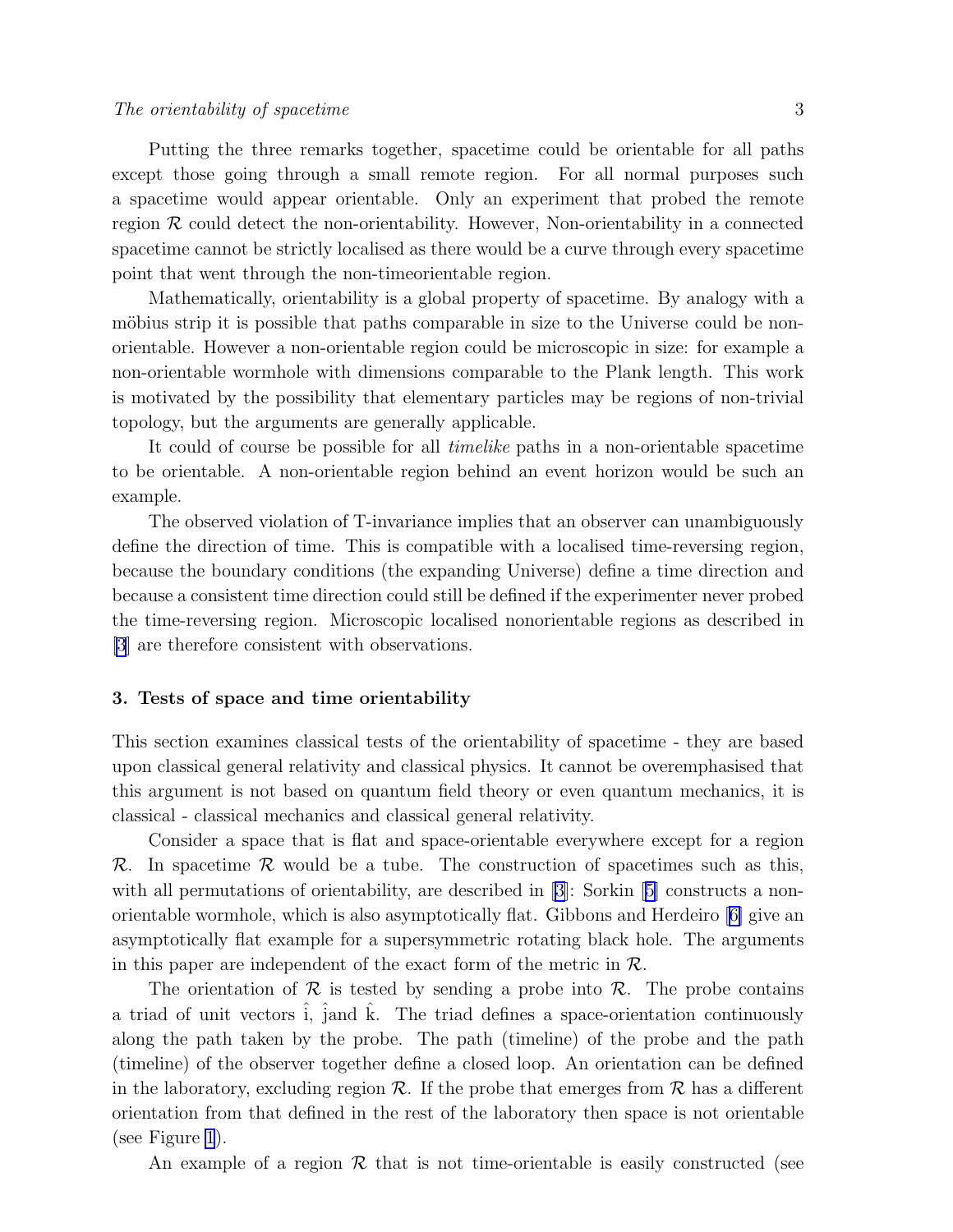Putting the three remarks together, spacetime could be orientable for all paths except those going through a small remote region. For all normal purposes such a spacetime would appear orientable. Only an experiment that probed the remote region $\mathcal{R}$ could detect the non-orientability. However, Non-orientability in a connected spacetime cannot be strictly localised as there would be a curve through every spacetime point that went through the non-timeorientable region.

Mathematically, orientability is a global property of spacetime. By analogy with a möbius strip it is possible that paths comparable in size to the Universe could be non-orientable. However a non-orientable region could be microscopic in size: for example a non-orientable wormhole with dimensions comparable to the Plank length. This work is motivated by the possibility that elementary particles may be regions of non-trivial topology, but the arguments are generally applicable.

It could of course be possible for all *timelike* paths in a non-orientable spacetime to be orientable. A non-orientable region behind an event horizon would be such an example.

The observed violation of T-invariance implies that an observer can unambiguously define the direction of time. This is compatible with a localised time-reversing region, because the boundary conditions (the expanding Universe) define a time direction and because a consistent time direction could still be defined if the experimenter never probed the time-reversing region. Microscopic localised nonorientable regions as described in [3] are therefore consistent with observations.

## 3. Tests of space and time orientability

This section examines classical tests of the orientability of spacetime - they are based upon classical general relativity and classical physics. It cannot be overemphasised that this argument is not based on quantum field theory or even quantum mechanics, it is classical - classical mechanics and classical general relativity.

Consider a space that is flat and space-orientable everywhere except for a region $\mathcal{R}$. In spacetime $\mathcal{R}$ would be a tube. The construction of spacetimes such as this, with all permutations of orientability, are described in [3]: Sorkin [5] constructs a non-orientable wormhole, which is also asymptotically flat. Gibbons and Herdeiro [6] give an asymptotically flat example for a supersymmetric rotating black hole. The arguments in this paper are independent of the exact form of the metric in $\mathcal{R}$.

The orientation of $\mathcal{R}$ is tested by sending a probe into $\mathcal{R}$. The probe contains a triad of unit vectors $\hat{\mathrm{i}}$, $\hat{\mathrm{j}}$and $\hat{\mathrm{k}}$. The triad defines a space-orientation continuously along the path taken by the probe. The path (timeline) of the probe and the path (timeline) of the observer together define a closed loop. An orientation can be defined in the laboratory, excluding region $\mathcal{R}$. If the probe that emerges from $\mathcal{R}$ has a different orientation from that defined in the rest of the laboratory then space is not orientable (see Figure 1).

An example of a region $\mathcal{R}$ that is not time-orientable is easily constructed (see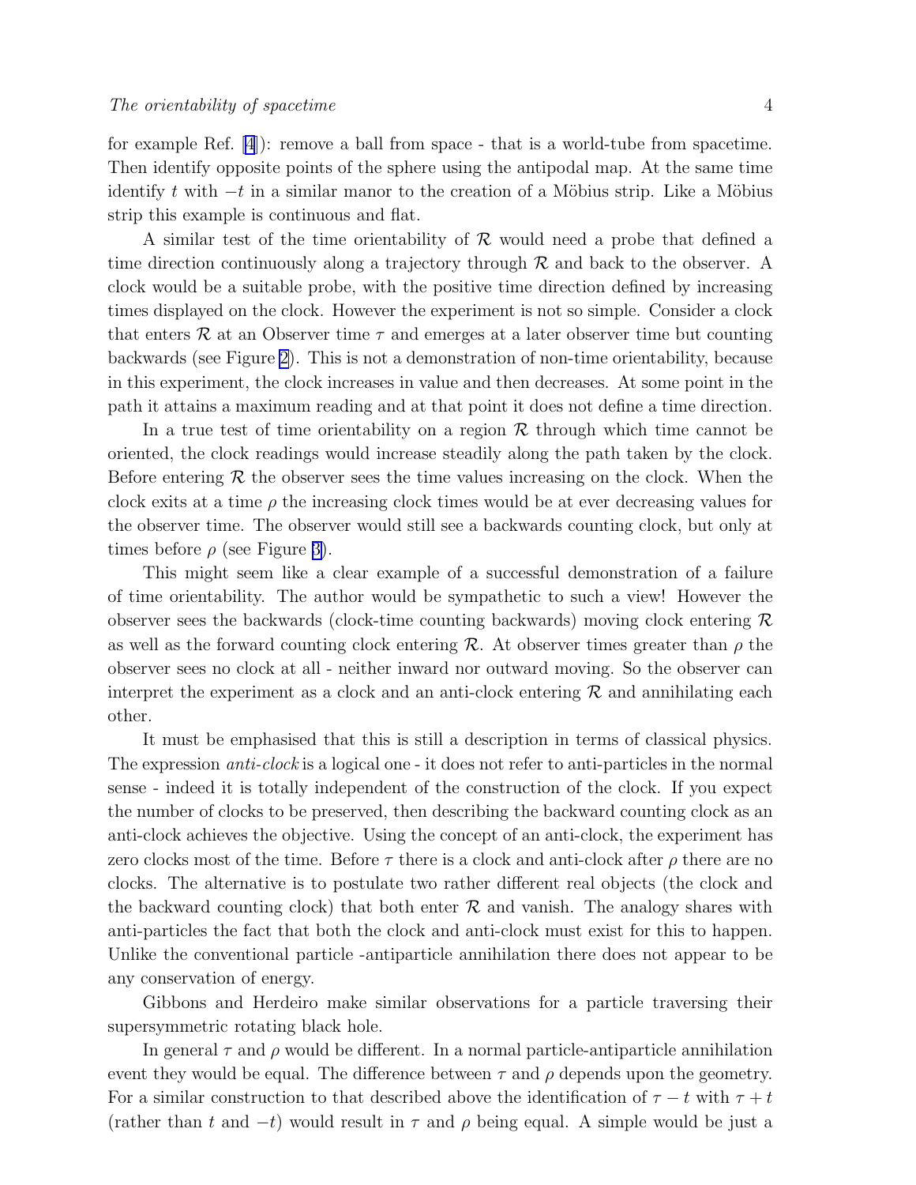for example Ref. [4]): remove a ball from space - that is a world-tube from spacetime. Then identify opposite points of the sphere using the antipodal map. At the same time identify $t$ with $-t$ in a similar manor to the creation of a Möbius strip. Like a Möbius strip this example is continuous and flat.

A similar test of the time orientability of $\mathcal{R}$ would need a probe that defined a time direction continuously along a trajectory through $\mathcal{R}$ and back to the observer. A clock would be a suitable probe, with the positive time direction defined by increasing times displayed on the clock. However the experiment is not so simple. Consider a clock that enters $\mathcal{R}$ at an Observer time $\tau$ and emerges at a later observer time but counting backwards (see Figure 2). This is not a demonstration of non-time orientability, because in this experiment, the clock increases in value and then decreases. At some point in the path it attains a maximum reading and at that point it does not define a time direction.

In a true test of time orientability on a region $\mathcal{R}$ through which time cannot be oriented, the clock readings would increase steadily along the path taken by the clock. Before entering $\mathcal{R}$ the observer sees the time values increasing on the clock. When the clock exits at a time $\rho$ the increasing clock times would be at ever decreasing values for the observer time. The observer would still see a backwards counting clock, but only at times before $\rho$ (see Figure 3).

This might seem like a clear example of a successful demonstration of a failure of time orientability. The author would be sympathetic to such a view! However the observer sees the backwards (clock-time counting backwards) moving clock entering $\mathcal{R}$ as well as the forward counting clock entering $\mathcal{R}$. At observer times greater than $\rho$ the observer sees no clock at all - neither inward nor outward moving. So the observer can interpret the experiment as a clock and an anti-clock entering $\mathcal{R}$ and annihilating each other.

It must be emphasised that this is still a description in terms of classical physics. The expression *anti-clock* is a logical one - it does not refer to anti-particles in the normal sense - indeed it is totally independent of the construction of the clock. If you expect the number of clocks to be preserved, then describing the backward counting clock as an anti-clock achieves the objective. Using the concept of an anti-clock, the experiment has zero clocks most of the time. Before $\tau$ there is a clock and anti-clock after $\rho$ there are no clocks. The alternative is to postulate two rather different real objects (the clock and the backward counting clock) that both enter $\mathcal{R}$ and vanish. The analogy shares with anti-particles the fact that both the clock and anti-clock must exist for this to happen. Unlike the conventional particle -antiparticle annihilation there does not appear to be any conservation of energy.

Gibbons and Herdeiro make similar observations for a particle traversing their supersymmetric rotating black hole.

In general $\tau$ and $\rho$ would be different. In a normal particle-antiparticle annihilation event they would be equal. The difference between $\tau$ and $\rho$ depends upon the geometry. For a similar construction to that described above the identification of $\tau - t$ with $\tau + t$ (rather than $t$ and $-t$) would result in $\tau$ and $\rho$ being equal. A simple would be just a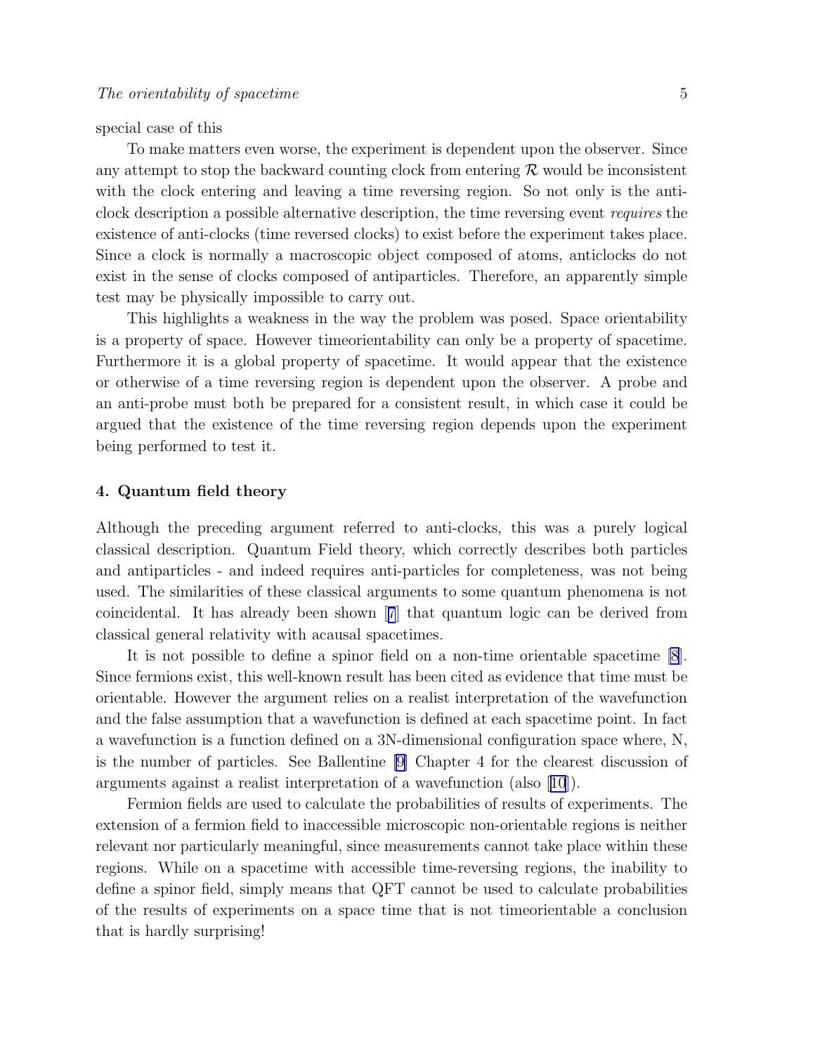special case of this

To make matters even worse, the experiment is dependent upon the observer. Since any attempt to stop the backward counting clock from entering $\mathcal{R}$ would be inconsistent with the clock entering and leaving a time reversing region. So not only is the anti-clock description a possible alternative description, the time reversing event *requires* the existence of anti-clocks (time reversed clocks) to exist before the experiment takes place. Since a clock is normally a macroscopic object composed of atoms, anticlocks do not exist in the sense of clocks composed of antiparticles. Therefore, an apparently simple test may be physically impossible to carry out.

This highlights a weakness in the way the problem was posed. Space orientability is a property of space. However timeorientability can only be a property of spacetime. Furthermore it is a global property of spacetime. It would appear that the existence or otherwise of a time reversing region is dependent upon the observer. A probe and an anti-probe must both be prepared for a consistent result, in which case it could be argued that the existence of the time reversing region depends upon the experiment being performed to test it.

## 4. Quantum field theory

Although the preceding argument referred to anti-clocks, this was a purely logical classical description. Quantum Field theory, which correctly describes both particles and antiparticles - and indeed requires anti-particles for completeness, was not being used. The similarities of these classical arguments to some quantum phenomena is not coincidental. It has already been shown [7] that quantum logic can be derived from classical general relativity with acausal spacetimes.

It is not possible to define a spinor field on a non-time orientable spacetime [8]. Since fermions exist, this well-known result has been cited as evidence that time must be orientable. However the argument relies on a realist interpretation of the wavefunction and the false assumption that a wavefunction is defined at each spacetime point. In fact a wavefunction is a function defined on a 3N-dimensional configuration space where, N, is the number of particles. See Ballentine [9] Chapter 4 for the clearest discussion of arguments against a realist interpretation of a wavefunction (also [10]).

Fermion fields are used to calculate the probabilities of results of experiments. The extension of a fermion field to inaccessible microscopic non-orientable regions is neither relevant nor particularly meaningful, since measurements cannot take place within these regions. While on a spacetime with accessible time-reversing regions, the inability to define a spinor field, simply means that QFT cannot be used to calculate probabilities of the results of experiments on a space time that is not timeorientable a conclusion that is hardly surprising!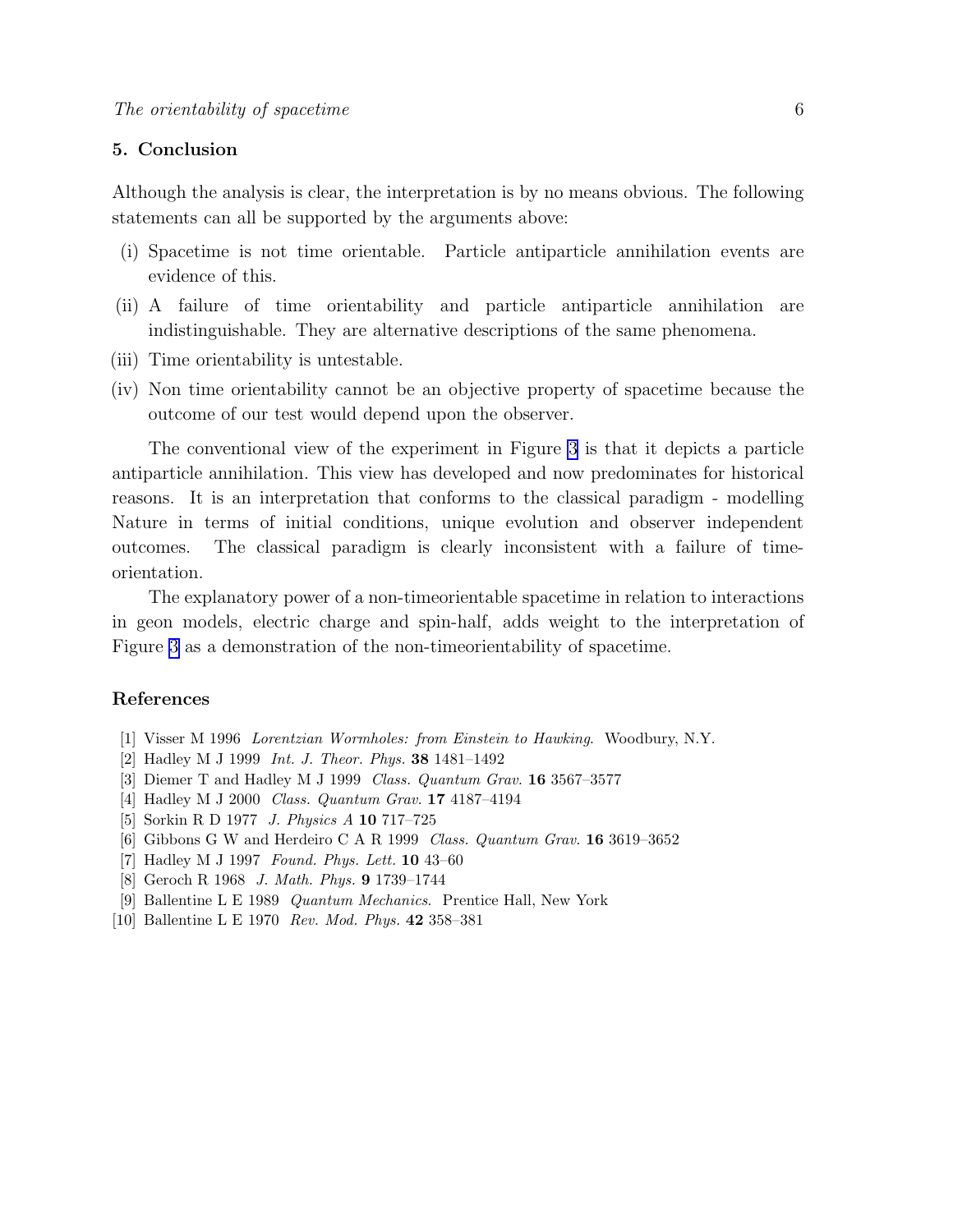## 5. Conclusion

Although the analysis is clear, the interpretation is by no means obvious. The following statements can all be supported by the arguments above:

- (i) Spacetime is not time orientable. Particle antiparticle annihilation events are evidence of this.
- (ii) A failure of time orientability and particle antiparticle annihilation are indistinguishable. They are alternative descriptions of the same phenomena.
- (iii) Time orientability is untestable.
- (iv) Non time orientability cannot be an objective property of spacetime because the outcome of our test would depend upon the observer.

The conventional view of the experiment in Figure 3 is that it depicts a particle antiparticle annihilation. This view has developed and now predominates for historical reasons. It is an interpretation that conforms to the classical paradigm - modelling Nature in terms of initial conditions, unique evolution and observer independent outcomes. The classical paradigm is clearly inconsistent with a failure of time-orientation.

The explanatory power of a non-timeorientable spacetime in relation to interactions in geon models, electric charge and spin-half, adds weight to the interpretation of Figure 3 as a demonstration of the non-timeorientability of spacetime.

## References

[1] Visser M 1996 *Lorentzian Wormholes: from Einstein to Hawking*. Woodbury, N.Y.

[2] Hadley M J 1999 *Int. J. Theor. Phys.* **38** 1481–1492

[3] Diemer T and Hadley M J 1999 *Class. Quantum Grav.* **16** 3567–3577

[4] Hadley M J 2000 *Class. Quantum Grav.* **17** 4187–4194

[5] Sorkin R D 1977 *J. Physics A* **10** 717–725

[6] Gibbons G W and Herdeiro C A R 1999 *Class. Quantum Grav.* **16** 3619–3652

[7] Hadley M J 1997 *Found. Phys. Lett.* **10** 43–60

[8] Geroch R 1968 *J. Math. Phys.* **9** 1739–1744

[9] Ballentine L E 1989 *Quantum Mechanics*. Prentice Hall, New York

[10] Ballentine L E 1970 *Rev. Mod. Phys.* **42** 358–381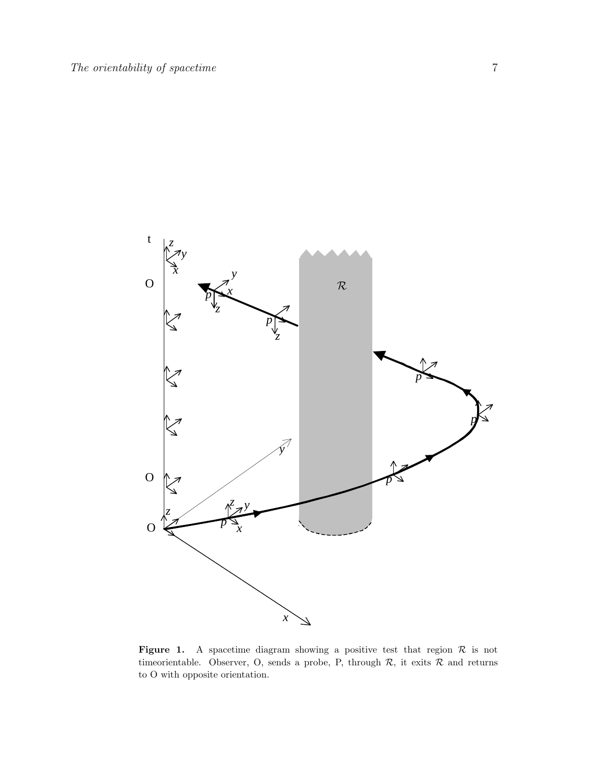**Figure 1.** A spacetime diagram showing a positive test that region $\mathcal{R}$ is not timeorientable. Observer, O, sends a probe, P, through $\mathcal{R}$, it exits $\mathcal{R}$ and returns to O with opposite orientation.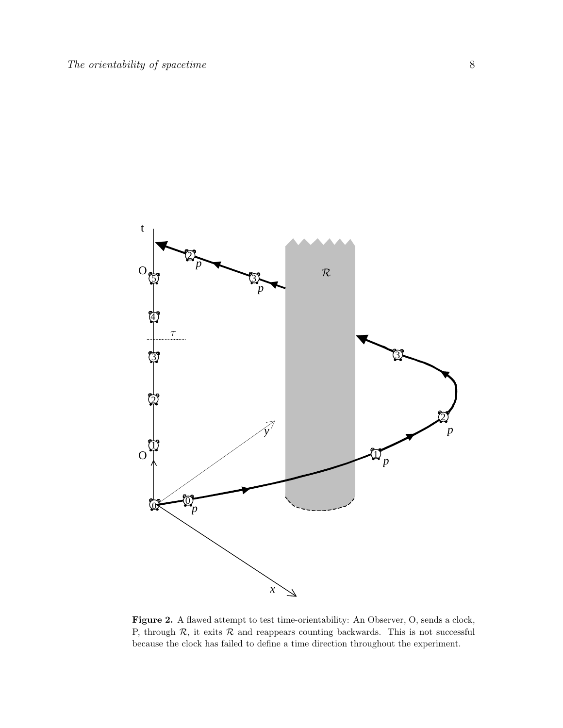**Figure 2.** A flawed attempt to test time-orientability: An Observer, O, sends a clock, P, through $\mathcal{R}$, it exits $\mathcal{R}$ and reappears counting backwards. This is not successful because the clock has failed to define a time direction throughout the experiment.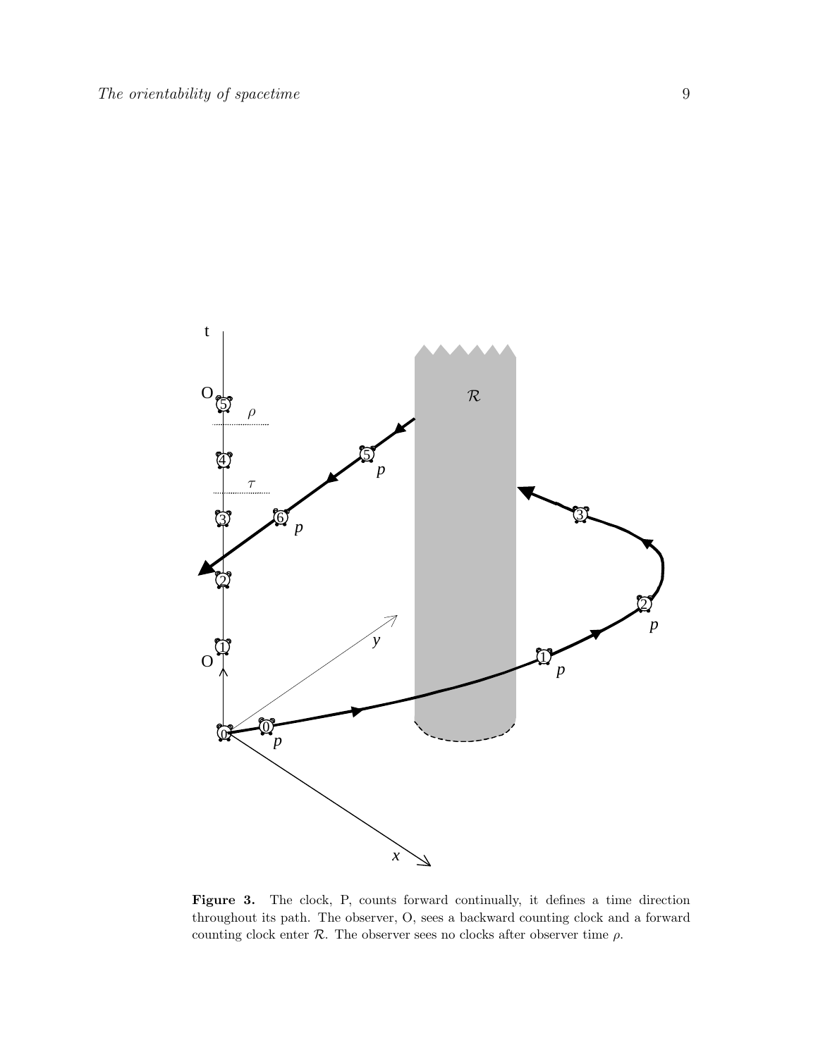t

O

5

ρ

4

τ

3

6

p

5

p

$\mathcal{R}$

3

2

p

1

p

1

O

y

0

0

p

x

**Figure 3.** The clock, P, counts forward continually, it defines a time direction throughout its path. The observer, O, sees a backward counting clock and a forward counting clock enter $\mathcal{R}$. The observer sees no clocks after observer time $\rho$.